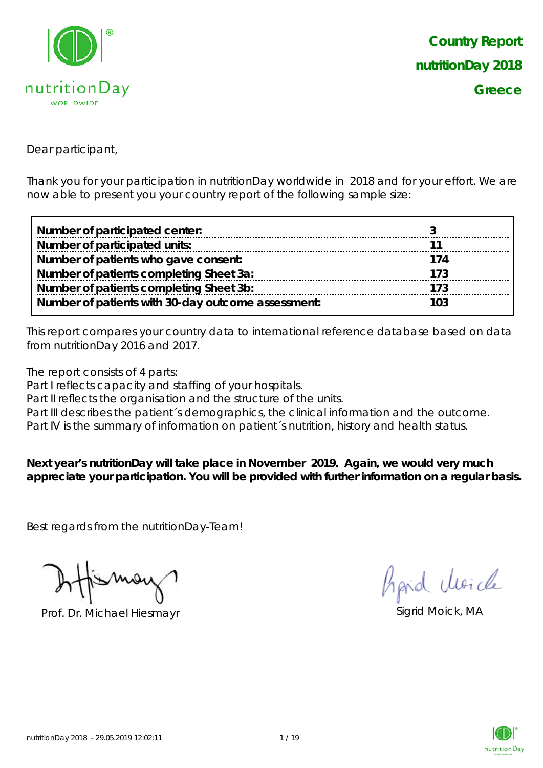# Country Report
## nutritionDay 2018
## Greece

Dear participant,

Thank you for your participation in nutritionDay worldwide in 2018 and for your effort. We are now able to present you your country report of the following sample size:

| | |
|---|---|
| **Number of participated center:** | **3** |
| **Number of participated units:** | **11** |
| **Number of patients who gave consent:** | **174** |
| **Number of patients completing Sheet 3a:** | **173** |
| **Number of patients completing Sheet 3b:** | **173** |
| **Number of patients with 30-day outcome assessment:** | **103** |

This report compares your country data to international reference database based on data from nutritionDay 2016 and 2017.

The report consists of 4 parts:
Part I reflects capacity and staffing of your hospitals.
Part II reflects the organisation and the structure of the units.
Part III describes the patient´s demographics, the clinical information and the outcome.
Part IV is the summary of information on patient´s nutrition, history and health status.

**Next year's nutritionDay will take place in November 2019. Again, we would very much appreciate your participation. You will be provided with further information on a regular basis.**

Best regards from the nutritionDay-Team!

Prof. Dr. Michael Hiesmayr

Sigrid Moick, MA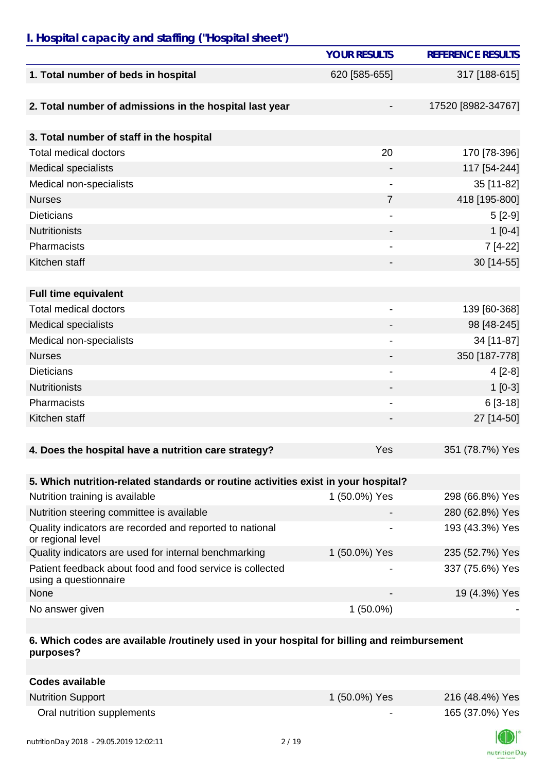## I. Hospital capacity and staffing ("Hospital sheet")

| | YOUR RESULTS | REFERENCE RESULTS |
|---|---|---|
| **1. Total number of beds in hospital** | 620 [585-655] | 317 [188-615] |
| **2. Total number of admissions in the hospital last year** | - | 17520 [8982-34767] |
| **3. Total number of staff in the hospital** | | |
| Total medical doctors | 20 | 170 [78-396] |
| Medical specialists | - | 117 [54-244] |
| Medical non-specialists | - | 35 [11-82] |
| Nurses | 7 | 418 [195-800] |
| Dieticians | - | 5 [2-9] |
| Nutritionists | - | 1 [0-4] |
| Pharmacists | - | 7 [4-22] |
| Kitchen staff | - | 30 [14-55] |
| **Full time equivalent** | | |
| Total medical doctors | - | 139 [60-368] |
| Medical specialists | - | 98 [48-245] |
| Medical non-specialists | - | 34 [11-87] |
| Nurses | - | 350 [187-778] |
| Dieticians | - | 4 [2-8] |
| Nutritionists | - | 1 [0-3] |
| Pharmacists | - | 6 [3-18] |
| Kitchen staff | - | 27 [14-50] |
| **4. Does the hospital have a nutrition care strategy?** | Yes | 351 (78.7%) Yes |
| **5. Which nutrition-related standards or routine activities exist in your hospital?** | | |
| Nutrition training is available | 1 (50.0%) Yes | 298 (66.8%) Yes |
| Nutrition steering committee is available | - | 280 (62.8%) Yes |
| Quality indicators are recorded and reported to national or regional level | - | 193 (43.3%) Yes |
| Quality indicators are used for internal benchmarking | 1 (50.0%) Yes | 235 (52.7%) Yes |
| Patient feedback about food and food service is collected using a questionnaire | - | 337 (75.6%) Yes |
| None | - | 19 (4.3%) Yes |
| No answer given | 1 (50.0%) | - |
| **6. Which codes are available /routinely used in your hospital for billing and reimbursement purposes?** | | |
| **Codes available** | | |
| Nutrition Support | 1 (50.0%) Yes | 216 (48.4%) Yes |
| Oral nutrition supplements | - | 165 (37.0%) Yes |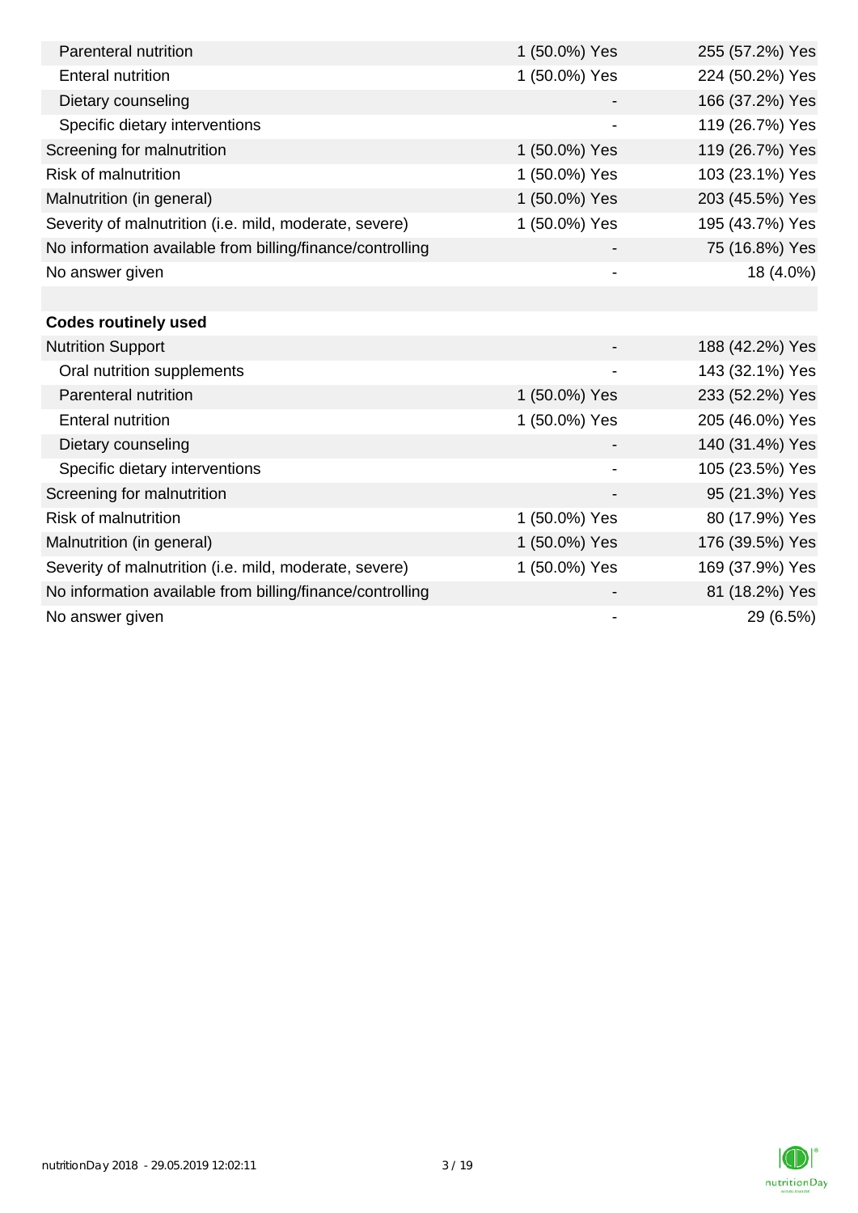| | | |
|---|---|---|
| Parenteral nutrition | 1 (50.0%) Yes | 255 (57.2%) Yes |
| Enteral nutrition | 1 (50.0%) Yes | 224 (50.2%) Yes |
| Dietary counseling | - | 166 (37.2%) Yes |
| Specific dietary interventions | - | 119 (26.7%) Yes |
| Screening for malnutrition | 1 (50.0%) Yes | 119 (26.7%) Yes |
| Risk of malnutrition | 1 (50.0%) Yes | 103 (23.1%) Yes |
| Malnutrition (in general) | 1 (50.0%) Yes | 203 (45.5%) Yes |
| Severity of malnutrition (i.e. mild, moderate, severe) | 1 (50.0%) Yes | 195 (43.7%) Yes |
| No information available from billing/finance/controlling | - | 75 (16.8%) Yes |
| No answer given | - | 18 (4.0%) |
| | | |
| **Codes routinely used** | | |
| Nutrition Support | - | 188 (42.2%) Yes |
| Oral nutrition supplements | - | 143 (32.1%) Yes |
| Parenteral nutrition | 1 (50.0%) Yes | 233 (52.2%) Yes |
| Enteral nutrition | 1 (50.0%) Yes | 205 (46.0%) Yes |
| Dietary counseling | - | 140 (31.4%) Yes |
| Specific dietary interventions | - | 105 (23.5%) Yes |
| Screening for malnutrition | - | 95 (21.3%) Yes |
| Risk of malnutrition | 1 (50.0%) Yes | 80 (17.9%) Yes |
| Malnutrition (in general) | 1 (50.0%) Yes | 176 (39.5%) Yes |
| Severity of malnutrition (i.e. mild, moderate, severe) | 1 (50.0%) Yes | 169 (37.9%) Yes |
| No information available from billing/finance/controlling | - | 81 (18.2%) Yes |
| No answer given | - | 29 (6.5%) |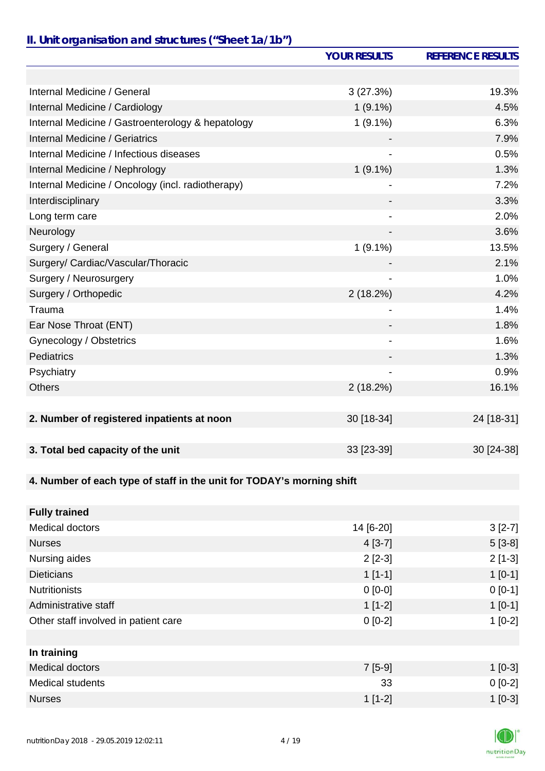## II. Unit organisation and structures ("Sheet 1a/1b")

| | YOUR RESULTS | REFERENCE RESULTS |
|---|---|---|
| | | |
| Internal Medicine / General | 3 (27.3%) | 19.3% |
| Internal Medicine / Cardiology | 1 (9.1%) | 4.5% |
| Internal Medicine / Gastroenterology & hepatology | 1 (9.1%) | 6.3% |
| Internal Medicine / Geriatrics | - | 7.9% |
| Internal Medicine / Infectious diseases | - | 0.5% |
| Internal Medicine / Nephrology | 1 (9.1%) | 1.3% |
| Internal Medicine / Oncology (incl. radiotherapy) | - | 7.2% |
| Interdisciplinary | - | 3.3% |
| Long term care | - | 2.0% |
| Neurology | - | 3.6% |
| Surgery / General | 1 (9.1%) | 13.5% |
| Surgery/ Cardiac/Vascular/Thoracic | - | 2.1% |
| Surgery / Neurosurgery | - | 1.0% |
| Surgery / Orthopedic | 2 (18.2%) | 4.2% |
| Trauma | - | 1.4% |
| Ear Nose Throat (ENT) | - | 1.8% |
| Gynecology / Obstetrics | - | 1.6% |
| Pediatrics | - | 1.3% |
| Psychiatry | - | 0.9% |
| Others | 2 (18.2%) | 16.1% |
| | | |
| **2. Number of registered inpatients at noon** | 30 [18-34] | 24 [18-31] |
| | | |
| **3. Total bed capacity of the unit** | 33 [23-39] | 30 [24-38] |
| | | |
| **4. Number of each type of staff in the unit for TODAY's morning shift** | | |
| | | |
| **Fully trained** | | |
| Medical doctors | 14 [6-20] | 3 [2-7] |
| Nurses | 4 [3-7] | 5 [3-8] |
| Nursing aides | 2 [2-3] | 2 [1-3] |
| Dieticians | 1 [1-1] | 1 [0-1] |
| Nutritionists | 0 [0-0] | 0 [0-1] |
| Administrative staff | 1 [1-2] | 1 [0-1] |
| Other staff involved in patient care | 0 [0-2] | 1 [0-2] |
| | | |
| **In training** | | |
| Medical doctors | 7 [5-9] | 1 [0-3] |
| Medical students | 33 | 0 [0-2] |
| Nurses | 1 [1-2] | 1 [0-3] |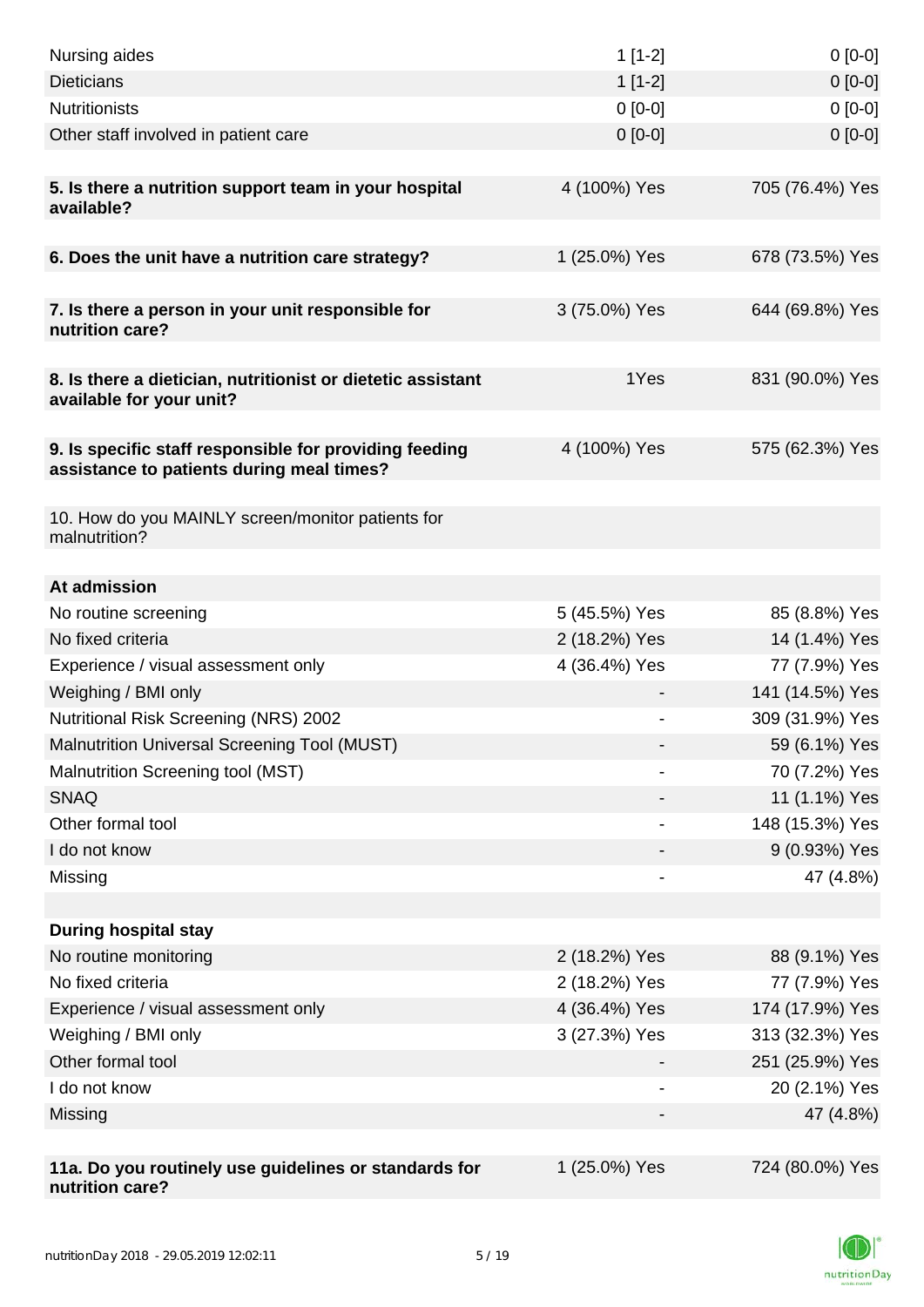| | | |
|---|---|---|
| Nursing aides | 1 [1-2] | 0 [0-0] |
| Dieticians | 1 [1-2] | 0 [0-0] |
| Nutritionists | 0 [0-0] | 0 [0-0] |
| Other staff involved in patient care | 0 [0-0] | 0 [0-0] |
| | | |
| **5. Is there a nutrition support team in your hospital available?** | 4 (100%) Yes | 705 (76.4%) Yes |
| | | |
| **6. Does the unit have a nutrition care strategy?** | 1 (25.0%) Yes | 678 (73.5%) Yes |
| | | |
| **7. Is there a person in your unit responsible for nutrition care?** | 3 (75.0%) Yes | 644 (69.8%) Yes |
| | | |
| **8. Is there a dietician, nutritionist or dietetic assistant available for your unit?** | 1Yes | 831 (90.0%) Yes |
| | | |
| **9. Is specific staff responsible for providing feeding assistance to patients during meal times?** | 4 (100%) Yes | 575 (62.3%) Yes |
| | | |
| 10. How do you MAINLY screen/monitor patients for malnutrition? | | |
| | | |
| **At admission** | | |
| No routine screening | 5 (45.5%) Yes | 85 (8.8%) Yes |
| No fixed criteria | 2 (18.2%) Yes | 14 (1.4%) Yes |
| Experience / visual assessment only | 4 (36.4%) Yes | 77 (7.9%) Yes |
| Weighing / BMI only | - | 141 (14.5%) Yes |
| Nutritional Risk Screening (NRS) 2002 | - | 309 (31.9%) Yes |
| Malnutrition Universal Screening Tool (MUST) | - | 59 (6.1%) Yes |
| Malnutrition Screening tool (MST) | - | 70 (7.2%) Yes |
| SNAQ | - | 11 (1.1%) Yes |
| Other formal tool | - | 148 (15.3%) Yes |
| I do not know | - | 9 (0.93%) Yes |
| Missing | - | 47 (4.8%) |
| | | |
| **During hospital stay** | | |
| No routine monitoring | 2 (18.2%) Yes | 88 (9.1%) Yes |
| No fixed criteria | 2 (18.2%) Yes | 77 (7.9%) Yes |
| Experience / visual assessment only | 4 (36.4%) Yes | 174 (17.9%) Yes |
| Weighing / BMI only | 3 (27.3%) Yes | 313 (32.3%) Yes |
| Other formal tool | - | 251 (25.9%) Yes |
| I do not know | - | 20 (2.1%) Yes |
| Missing | - | 47 (4.8%) |
| | | |
| **11a. Do you routinely use guidelines or standards for nutrition care?** | 1 (25.0%) Yes | 724 (80.0%) Yes |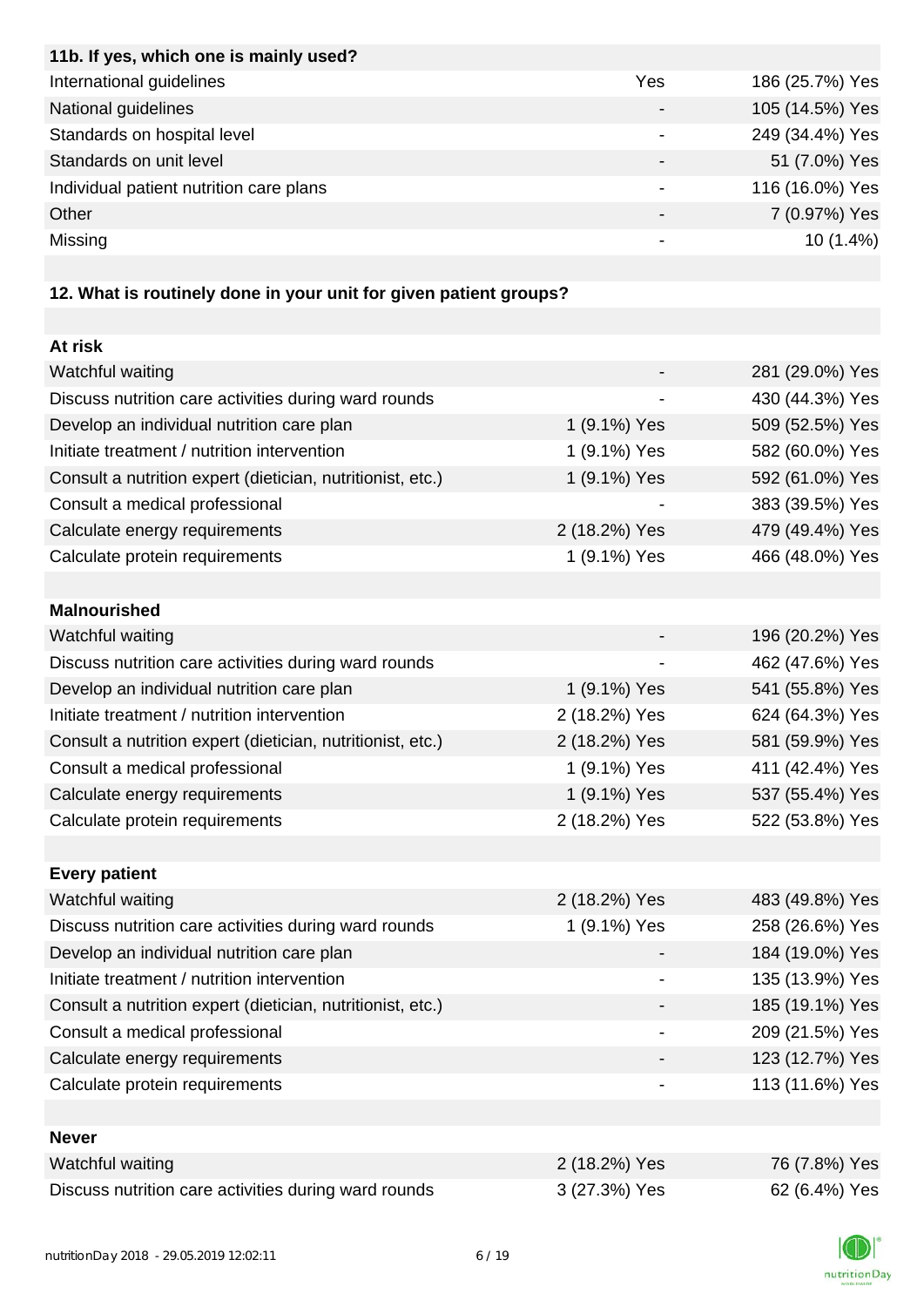| 11b. If yes, which one is mainly used? | | |
| --- | --- | --- |
| International guidelines | Yes | 186 (25.7%) Yes |
| National guidelines | - | 105 (14.5%) Yes |
| Standards on hospital level | - | 249 (34.4%) Yes |
| Standards on unit level | - | 51 (7.0%) Yes |
| Individual patient nutrition care plans | - | 116 (16.0%) Yes |
| Other | - | 7 (0.97%) Yes |
| Missing | - | 10 (1.4%) |

**12. What is routinely done in your unit for given patient groups?**

| At risk | | |
| --- | --- | --- |
| Watchful waiting | - | 281 (29.0%) Yes |
| Discuss nutrition care activities during ward rounds | - | 430 (44.3%) Yes |
| Develop an individual nutrition care plan | 1 (9.1%) Yes | 509 (52.5%) Yes |
| Initiate treatment / nutrition intervention | 1 (9.1%) Yes | 582 (60.0%) Yes |
| Consult a nutrition expert (dietician, nutritionist, etc.) | 1 (9.1%) Yes | 592 (61.0%) Yes |
| Consult a medical professional | - | 383 (39.5%) Yes |
| Calculate energy requirements | 2 (18.2%) Yes | 479 (49.4%) Yes |
| Calculate protein requirements | 1 (9.1%) Yes | 466 (48.0%) Yes |
| | | |
| **Malnourished** | | |
| Watchful waiting | - | 196 (20.2%) Yes |
| Discuss nutrition care activities during ward rounds | - | 462 (47.6%) Yes |
| Develop an individual nutrition care plan | 1 (9.1%) Yes | 541 (55.8%) Yes |
| Initiate treatment / nutrition intervention | 2 (18.2%) Yes | 624 (64.3%) Yes |
| Consult a nutrition expert (dietician, nutritionist, etc.) | 2 (18.2%) Yes | 581 (59.9%) Yes |
| Consult a medical professional | 1 (9.1%) Yes | 411 (42.4%) Yes |
| Calculate energy requirements | 1 (9.1%) Yes | 537 (55.4%) Yes |
| Calculate protein requirements | 2 (18.2%) Yes | 522 (53.8%) Yes |
| | | |
| **Every patient** | | |
| Watchful waiting | 2 (18.2%) Yes | 483 (49.8%) Yes |
| Discuss nutrition care activities during ward rounds | 1 (9.1%) Yes | 258 (26.6%) Yes |
| Develop an individual nutrition care plan | - | 184 (19.0%) Yes |
| Initiate treatment / nutrition intervention | - | 135 (13.9%) Yes |
| Consult a nutrition expert (dietician, nutritionist, etc.) | - | 185 (19.1%) Yes |
| Consult a medical professional | - | 209 (21.5%) Yes |
| Calculate energy requirements | - | 123 (12.7%) Yes |
| Calculate protein requirements | - | 113 (11.6%) Yes |
| | | |
| **Never** | | |
| Watchful waiting | 2 (18.2%) Yes | 76 (7.8%) Yes |
| Discuss nutrition care activities during ward rounds | 3 (27.3%) Yes | 62 (6.4%) Yes |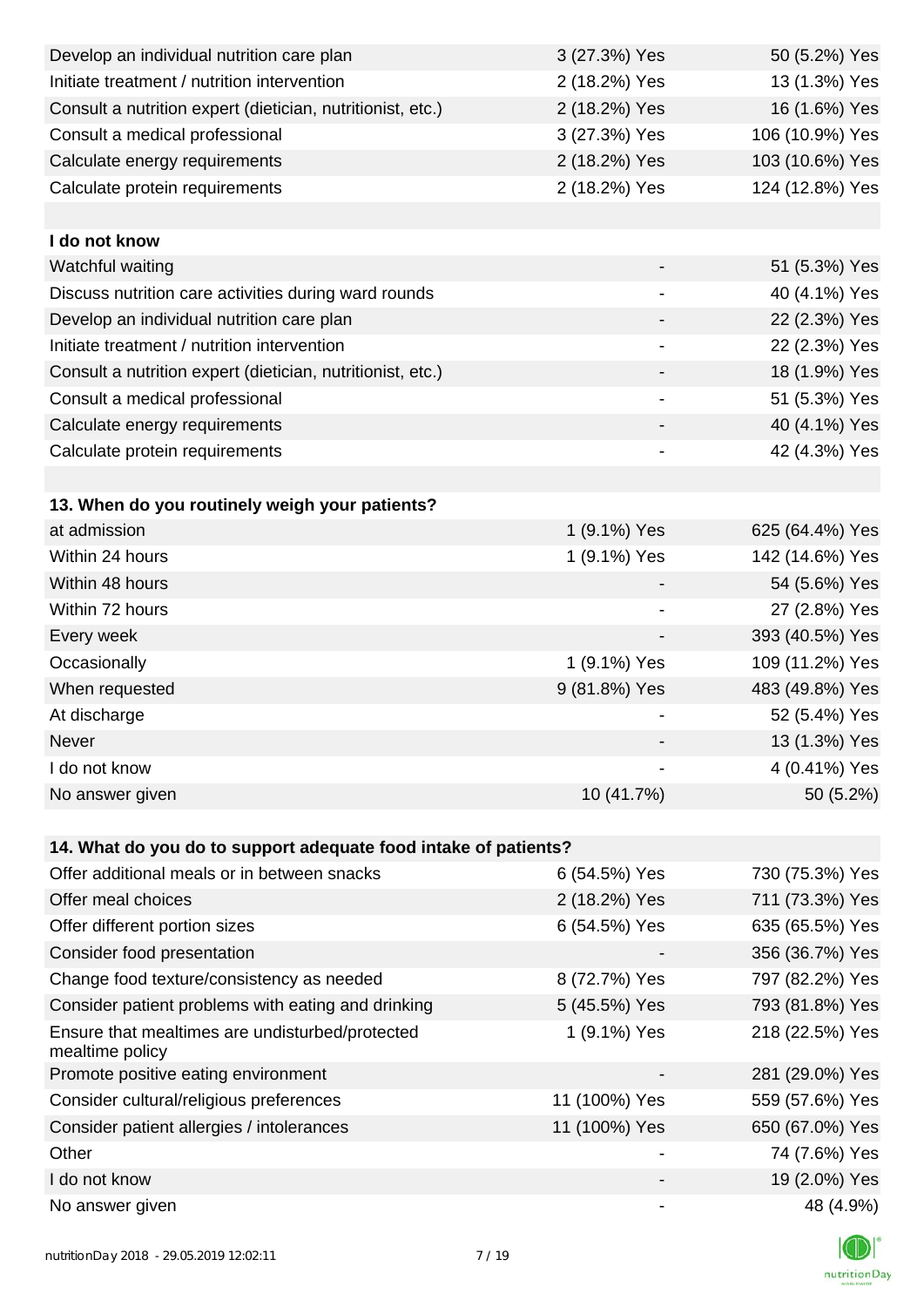| | | |
|---|---|---|
| Develop an individual nutrition care plan | 3 (27.3%) Yes | 50 (5.2%) Yes |
| Initiate treatment / nutrition intervention | 2 (18.2%) Yes | 13 (1.3%) Yes |
| Consult a nutrition expert (dietician, nutritionist, etc.) | 2 (18.2%) Yes | 16 (1.6%) Yes |
| Consult a medical professional | 3 (27.3%) Yes | 106 (10.9%) Yes |
| Calculate energy requirements | 2 (18.2%) Yes | 103 (10.6%) Yes |
| Calculate protein requirements | 2 (18.2%) Yes | 124 (12.8%) Yes |
| | | |
| **I do not know** | | |
| Watchful waiting | - | 51 (5.3%) Yes |
| Discuss nutrition care activities during ward rounds | - | 40 (4.1%) Yes |
| Develop an individual nutrition care plan | - | 22 (2.3%) Yes |
| Initiate treatment / nutrition intervention | - | 22 (2.3%) Yes |
| Consult a nutrition expert (dietician, nutritionist, etc.) | - | 18 (1.9%) Yes |
| Consult a medical professional | - | 51 (5.3%) Yes |
| Calculate energy requirements | - | 40 (4.1%) Yes |
| Calculate protein requirements | - | 42 (4.3%) Yes |

| **13. When do you routinely weigh your patients?** | | |
|---|---|---|
| at admission | 1 (9.1%) Yes | 625 (64.4%) Yes |
| Within 24 hours | 1 (9.1%) Yes | 142 (14.6%) Yes |
| Within 48 hours | - | 54 (5.6%) Yes |
| Within 72 hours | - | 27 (2.8%) Yes |
| Every week | - | 393 (40.5%) Yes |
| Occasionally | 1 (9.1%) Yes | 109 (11.2%) Yes |
| When requested | 9 (81.8%) Yes | 483 (49.8%) Yes |
| At discharge | - | 52 (5.4%) Yes |
| Never | - | 13 (1.3%) Yes |
| I do not know | - | 4 (0.41%) Yes |
| No answer given | 10 (41.7%) | 50 (5.2%) |

| **14. What do you do to support adequate food intake of patients?** | | |
|---|---|---|
| Offer additional meals or in between snacks | 6 (54.5%) Yes | 730 (75.3%) Yes |
| Offer meal choices | 2 (18.2%) Yes | 711 (73.3%) Yes |
| Offer different portion sizes | 6 (54.5%) Yes | 635 (65.5%) Yes |
| Consider food presentation | - | 356 (36.7%) Yes |
| Change food texture/consistency as needed | 8 (72.7%) Yes | 797 (82.2%) Yes |
| Consider patient problems with eating and drinking | 5 (45.5%) Yes | 793 (81.8%) Yes |
| Ensure that mealtimes are undisturbed/protected mealtime policy | 1 (9.1%) Yes | 218 (22.5%) Yes |
| Promote positive eating environment | - | 281 (29.0%) Yes |
| Consider cultural/religious preferences | 11 (100%) Yes | 559 (57.6%) Yes |
| Consider patient allergies / intolerances | 11 (100%) Yes | 650 (67.0%) Yes |
| Other | - | 74 (7.6%) Yes |
| I do not know | - | 19 (2.0%) Yes |
| No answer given | - | 48 (4.9%) |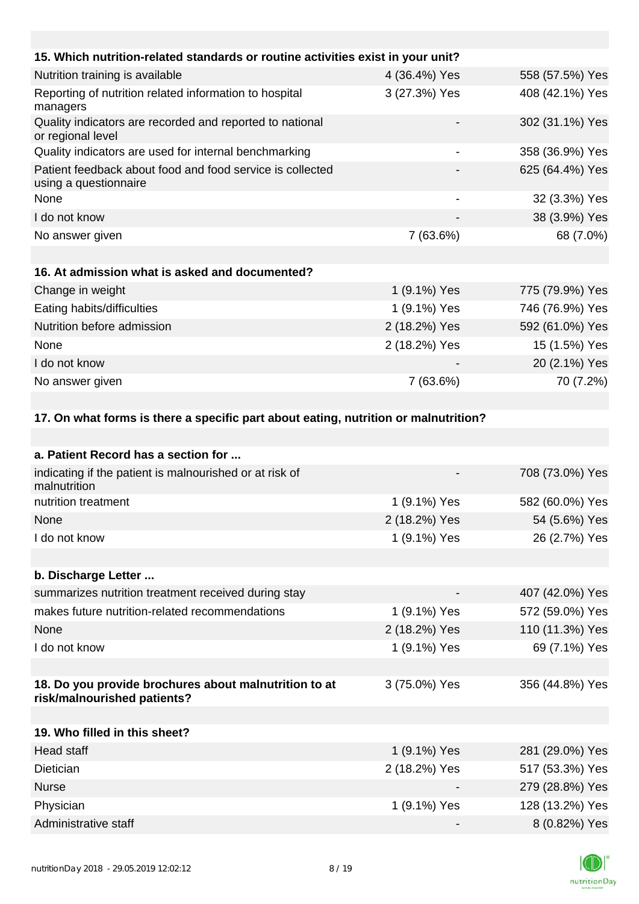| 15. Which nutrition-related standards or routine activities exist in your unit? | | |
|---|---|---|
| Nutrition training is available | 4 (36.4%) Yes | 558 (57.5%) Yes |
| Reporting of nutrition related information to hospital managers | 3 (27.3%) Yes | 408 (42.1%) Yes |
| Quality indicators are recorded and reported to national or regional level | - | 302 (31.1%) Yes |
| Quality indicators are used for internal benchmarking | - | 358 (36.9%) Yes |
| Patient feedback about food and food service is collected using a questionnaire | - | 625 (64.4%) Yes |
| None | - | 32 (3.3%) Yes |
| I do not know | - | 38 (3.9%) Yes |
| No answer given | 7 (63.6%) | 68 (7.0%) |

| 16. At admission what is asked and documented? | | |
|---|---|---|
| Change in weight | 1 (9.1%) Yes | 775 (79.9%) Yes |
| Eating habits/difficulties | 1 (9.1%) Yes | 746 (76.9%) Yes |
| Nutrition before admission | 2 (18.2%) Yes | 592 (61.0%) Yes |
| None | 2 (18.2%) Yes | 15 (1.5%) Yes |
| I do not know | - | 20 (2.1%) Yes |
| No answer given | 7 (63.6%) | 70 (7.2%) |

**17. On what forms is there a specific part about eating, nutrition or malnutrition?**

| a. Patient Record has a section for ... | | |
|---|---|---|
| indicating if the patient is malnourished or at risk of malnutrition | - | 708 (73.0%) Yes |
| nutrition treatment | 1 (9.1%) Yes | 582 (60.0%) Yes |
| None | 2 (18.2%) Yes | 54 (5.6%) Yes |
| I do not know | 1 (9.1%) Yes | 26 (2.7%) Yes |

| b. Discharge Letter ... | | |
|---|---|---|
| summarizes nutrition treatment received during stay | - | 407 (42.0%) Yes |
| makes future nutrition-related recommendations | 1 (9.1%) Yes | 572 (59.0%) Yes |
| None | 2 (18.2%) Yes | 110 (11.3%) Yes |
| I do not know | 1 (9.1%) Yes | 69 (7.1%) Yes |

| 18. Do you provide brochures about malnutrition to at risk/malnourished patients? | 3 (75.0%) Yes | 356 (44.8%) Yes |
|---|---|---|

| 19. Who filled in this sheet? | | |
|---|---|---|
| Head staff | 1 (9.1%) Yes | 281 (29.0%) Yes |
| Dietician | 2 (18.2%) Yes | 517 (53.3%) Yes |
| Nurse | - | 279 (28.8%) Yes |
| Physician | 1 (9.1%) Yes | 128 (13.2%) Yes |
| Administrative staff | - | 8 (0.82%) Yes |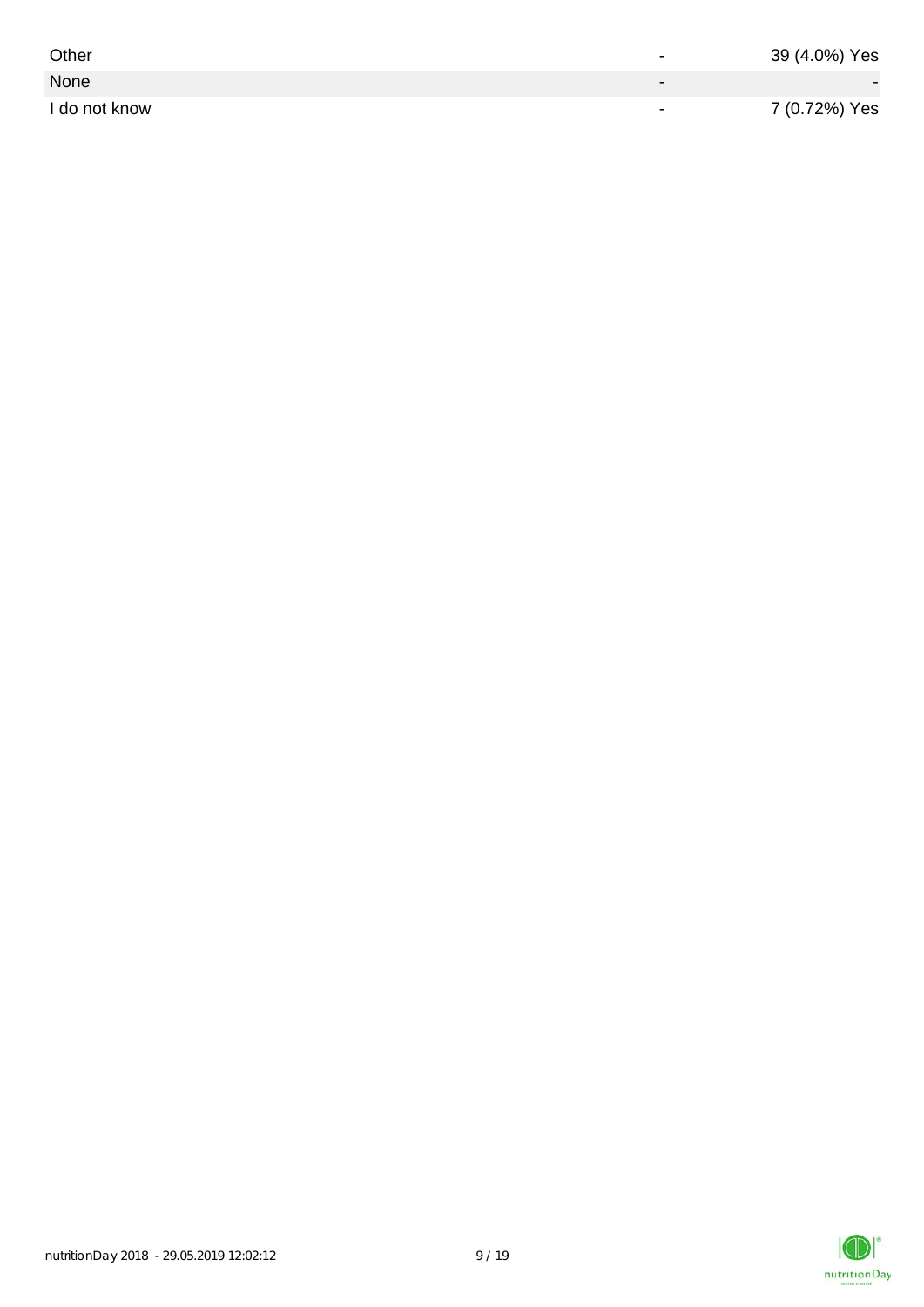| | | |
|---|---|---|
| Other | - | 39 (4.0%) Yes |
| None | - | - |
| I do not know | - | 7 (0.72%) Yes |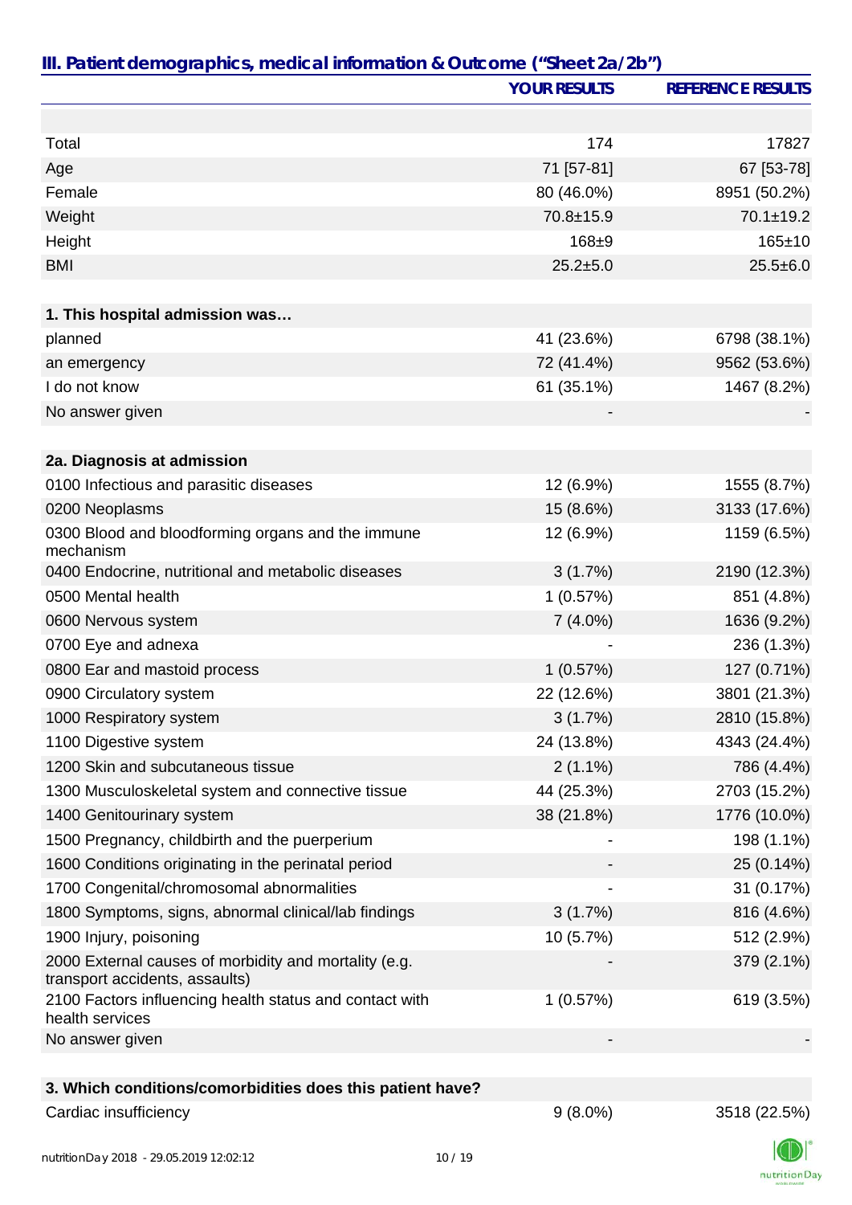## III. Patient demographics, medical information & Outcome ("Sheet 2a/2b")

| | YOUR RESULTS | REFERENCE RESULTS |
|---|---|---|
| | | |
| Total | 174 | 17827 |
| Age | 71 [57-81] | 67 [53-78] |
| Female | 80 (46.0%) | 8951 (50.2%) |
| Weight | 70.8±15.9 | 70.1±19.2 |
| Height | 168±9 | 165±10 |
| BMI | 25.2±5.0 | 25.5±6.0 |
| | | |
| **1. This hospital admission was…** | | |
| planned | 41 (23.6%) | 6798 (38.1%) |
| an emergency | 72 (41.4%) | 9562 (53.6%) |
| I do not know | 61 (35.1%) | 1467 (8.2%) |
| No answer given | - | - |
| | | |
| **2a. Diagnosis at admission** | | |
| 0100 Infectious and parasitic diseases | 12 (6.9%) | 1555 (8.7%) |
| 0200 Neoplasms | 15 (8.6%) | 3133 (17.6%) |
| 0300 Blood and bloodforming organs and the immune mechanism | 12 (6.9%) | 1159 (6.5%) |
| 0400 Endocrine, nutritional and metabolic diseases | 3 (1.7%) | 2190 (12.3%) |
| 0500 Mental health | 1 (0.57%) | 851 (4.8%) |
| 0600 Nervous system | 7 (4.0%) | 1636 (9.2%) |
| 0700 Eye and adnexa | - | 236 (1.3%) |
| 0800 Ear and mastoid process | 1 (0.57%) | 127 (0.71%) |
| 0900 Circulatory system | 22 (12.6%) | 3801 (21.3%) |
| 1000 Respiratory system | 3 (1.7%) | 2810 (15.8%) |
| 1100 Digestive system | 24 (13.8%) | 4343 (24.4%) |
| 1200 Skin and subcutaneous tissue | 2 (1.1%) | 786 (4.4%) |
| 1300 Musculoskeletal system and connective tissue | 44 (25.3%) | 2703 (15.2%) |
| 1400 Genitourinary system | 38 (21.8%) | 1776 (10.0%) |
| 1500 Pregnancy, childbirth and the puerperium | - | 198 (1.1%) |
| 1600 Conditions originating in the perinatal period | - | 25 (0.14%) |
| 1700 Congenital/chromosomal abnormalities | - | 31 (0.17%) |
| 1800 Symptoms, signs, abnormal clinical/lab findings | 3 (1.7%) | 816 (4.6%) |
| 1900 Injury, poisoning | 10 (5.7%) | 512 (2.9%) |
| 2000 External causes of morbidity and mortality (e.g. transport accidents, assaults) | - | 379 (2.1%) |
| 2100 Factors influencing health status and contact with health services | 1 (0.57%) | 619 (3.5%) |
| No answer given | - | - |
| | | |
| **3. Which conditions/comorbidities does this patient have?** | | |
| Cardiac insufficiency | 9 (8.0%) | 3518 (22.5%) |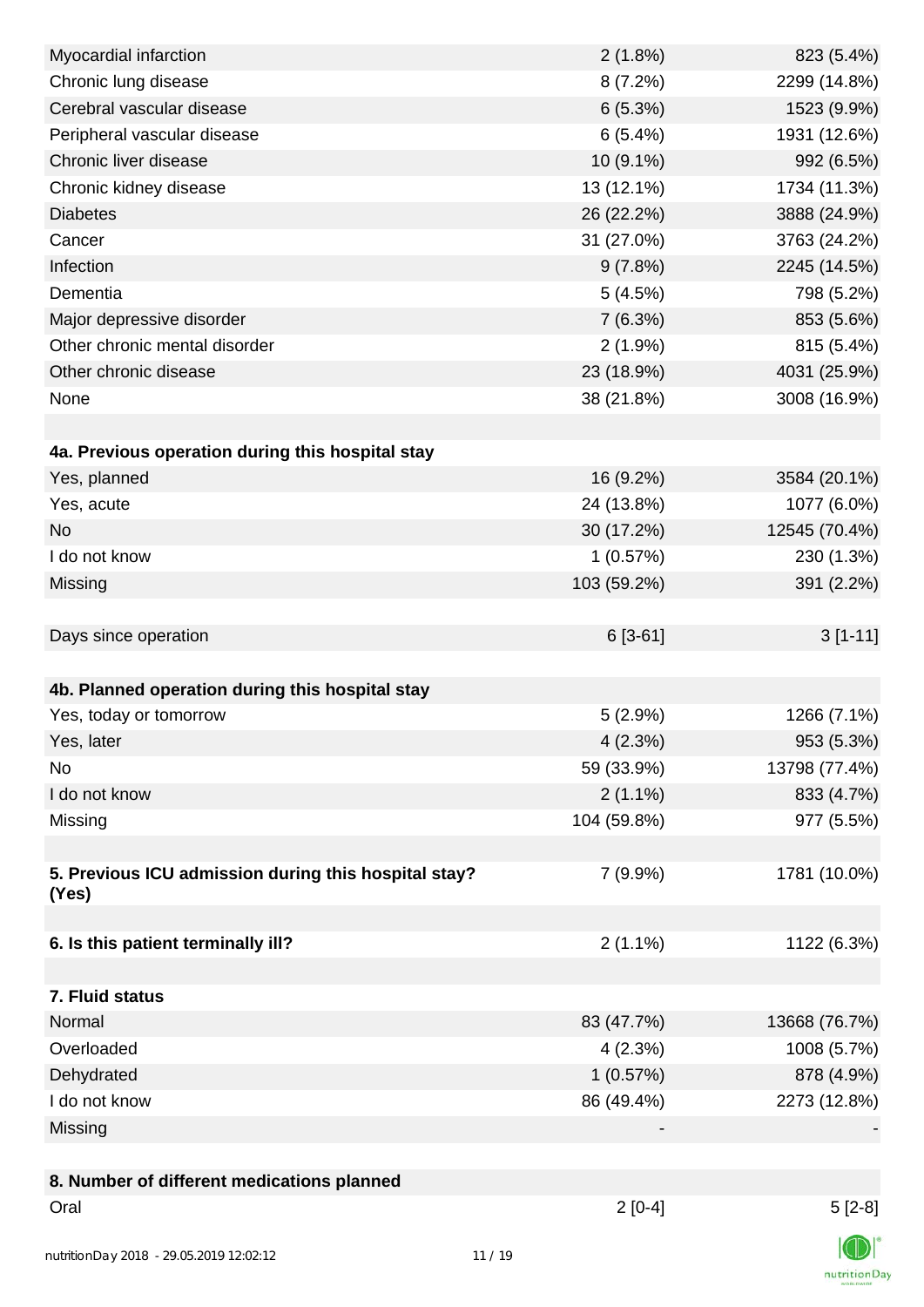| | | |
|---|---|---|
| Myocardial infarction | 2 (1.8%) | 823 (5.4%) |
| Chronic lung disease | 8 (7.2%) | 2299 (14.8%) |
| Cerebral vascular disease | 6 (5.3%) | 1523 (9.9%) |
| Peripheral vascular disease | 6 (5.4%) | 1931 (12.6%) |
| Chronic liver disease | 10 (9.1%) | 992 (6.5%) |
| Chronic kidney disease | 13 (12.1%) | 1734 (11.3%) |
| Diabetes | 26 (22.2%) | 3888 (24.9%) |
| Cancer | 31 (27.0%) | 3763 (24.2%) |
| Infection | 9 (7.8%) | 2245 (14.5%) |
| Dementia | 5 (4.5%) | 798 (5.2%) |
| Major depressive disorder | 7 (6.3%) | 853 (5.6%) |
| Other chronic mental disorder | 2 (1.9%) | 815 (5.4%) |
| Other chronic disease | 23 (18.9%) | 4031 (25.9%) |
| None | 38 (21.8%) | 3008 (16.9%) |
| | | |
| **4a. Previous operation during this hospital stay** | | |
| Yes, planned | 16 (9.2%) | 3584 (20.1%) |
| Yes, acute | 24 (13.8%) | 1077 (6.0%) |
| No | 30 (17.2%) | 12545 (70.4%) |
| I do not know | 1 (0.57%) | 230 (1.3%) |
| Missing | 103 (59.2%) | 391 (2.2%) |
| | | |
| Days since operation | 6 [3-61] | 3 [1-11] |
| | | |
| **4b. Planned operation during this hospital stay** | | |
| Yes, today or tomorrow | 5 (2.9%) | 1266 (7.1%) |
| Yes, later | 4 (2.3%) | 953 (5.3%) |
| No | 59 (33.9%) | 13798 (77.4%) |
| I do not know | 2 (1.1%) | 833 (4.7%) |
| Missing | 104 (59.8%) | 977 (5.5%) |
| | | |
| **5. Previous ICU admission during this hospital stay? (Yes)** | 7 (9.9%) | 1781 (10.0%) |
| | | |
| **6. Is this patient terminally ill?** | 2 (1.1%) | 1122 (6.3%) |
| | | |
| **7. Fluid status** | | |
| Normal | 83 (47.7%) | 13668 (76.7%) |
| Overloaded | 4 (2.3%) | 1008 (5.7%) |
| Dehydrated | 1 (0.57%) | 878 (4.9%) |
| I do not know | 86 (49.4%) | 2273 (12.8%) |
| Missing | - | - |
| | | |
| **8. Number of different medications planned** | | |
| Oral | 2 [0-4] | 5 [2-8] |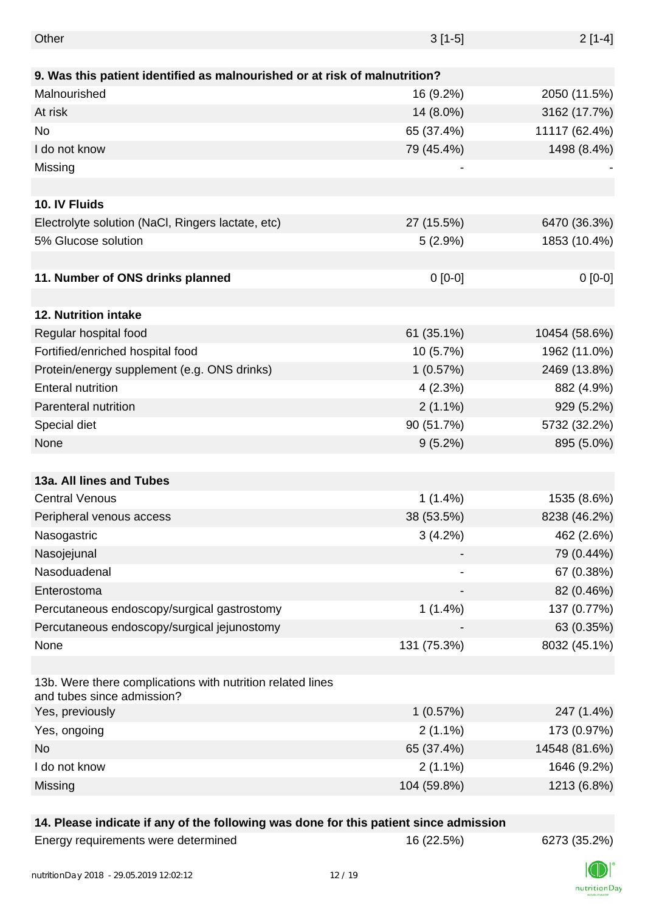| | | |
|---|---|---|
| Other | 3 [1-5] | 2 [1-4] |
| | | |
| **9. Was this patient identified as malnourished or at risk of malnutrition?** | | |
| Malnourished | 16 (9.2%) | 2050 (11.5%) |
| At risk | 14 (8.0%) | 3162 (17.7%) |
| No | 65 (37.4%) | 11117 (62.4%) |
| I do not know | 79 (45.4%) | 1498 (8.4%) |
| Missing | - | - |
| | | |
| **10. IV Fluids** | | |
| Electrolyte solution (NaCl, Ringers lactate, etc) | 27 (15.5%) | 6470 (36.3%) |
| 5% Glucose solution | 5 (2.9%) | 1853 (10.4%) |
| | | |
| **11. Number of ONS drinks planned** | 0 [0-0] | 0 [0-0] |
| | | |
| **12. Nutrition intake** | | |
| Regular hospital food | 61 (35.1%) | 10454 (58.6%) |
| Fortified/enriched hospital food | 10 (5.7%) | 1962 (11.0%) |
| Protein/energy supplement (e.g. ONS drinks) | 1 (0.57%) | 2469 (13.8%) |
| Enteral nutrition | 4 (2.3%) | 882 (4.9%) |
| Parenteral nutrition | 2 (1.1%) | 929 (5.2%) |
| Special diet | 90 (51.7%) | 5732 (32.2%) |
| None | 9 (5.2%) | 895 (5.0%) |
| | | |
| **13a. All lines and Tubes** | | |
| Central Venous | 1 (1.4%) | 1535 (8.6%) |
| Peripheral venous access | 38 (53.5%) | 8238 (46.2%) |
| Nasogastric | 3 (4.2%) | 462 (2.6%) |
| Nasojejunal | - | 79 (0.44%) |
| Nasoduadenal | - | 67 (0.38%) |
| Enterostoma | - | 82 (0.46%) |
| Percutaneous endoscopy/surgical gastrostomy | 1 (1.4%) | 137 (0.77%) |
| Percutaneous endoscopy/surgical jejunostomy | - | 63 (0.35%) |
| None | 131 (75.3%) | 8032 (45.1%) |
| | | |
| 13b. Were there complications with nutrition related lines and tubes since admission? | | |
| Yes, previously | 1 (0.57%) | 247 (1.4%) |
| Yes, ongoing | 2 (1.1%) | 173 (0.97%) |
| No | 65 (37.4%) | 14548 (81.6%) |
| I do not know | 2 (1.1%) | 1646 (9.2%) |
| Missing | 104 (59.8%) | 1213 (6.8%) |
| | | |
| **14. Please indicate if any of the following was done for this patient since admission** | | |
| Energy requirements were determined | 16 (22.5%) | 6273 (35.2%) |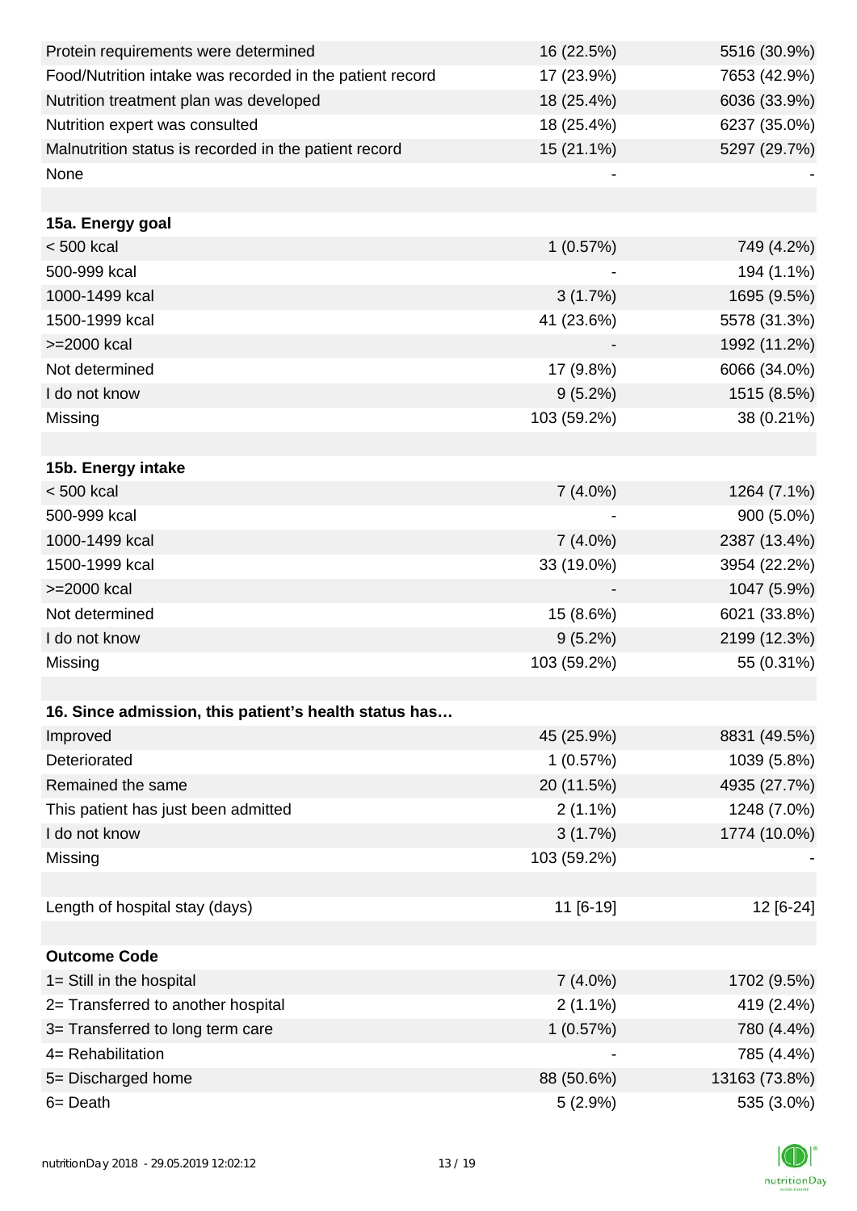| | | |
|---|---|---|
| Protein requirements were determined | 16 (22.5%) | 5516 (30.9%) |
| Food/Nutrition intake was recorded in the patient record | 17 (23.9%) | 7653 (42.9%) |
| Nutrition treatment plan was developed | 18 (25.4%) | 6036 (33.9%) |
| Nutrition expert was consulted | 18 (25.4%) | 6237 (35.0%) |
| Malnutrition status is recorded in the patient record | 15 (21.1%) | 5297 (29.7%) |
| None | - | - |
| | | |
| **15a. Energy goal** | | |
| < 500 kcal | 1 (0.57%) | 749 (4.2%) |
| 500-999 kcal | - | 194 (1.1%) |
| 1000-1499 kcal | 3 (1.7%) | 1695 (9.5%) |
| 1500-1999 kcal | 41 (23.6%) | 5578 (31.3%) |
| >=2000 kcal | - | 1992 (11.2%) |
| Not determined | 17 (9.8%) | 6066 (34.0%) |
| I do not know | 9 (5.2%) | 1515 (8.5%) |
| Missing | 103 (59.2%) | 38 (0.21%) |
| | | |
| **15b. Energy intake** | | |
| < 500 kcal | 7 (4.0%) | 1264 (7.1%) |
| 500-999 kcal | - | 900 (5.0%) |
| 1000-1499 kcal | 7 (4.0%) | 2387 (13.4%) |
| 1500-1999 kcal | 33 (19.0%) | 3954 (22.2%) |
| >=2000 kcal | - | 1047 (5.9%) |
| Not determined | 15 (8.6%) | 6021 (33.8%) |
| I do not know | 9 (5.2%) | 2199 (12.3%) |
| Missing | 103 (59.2%) | 55 (0.31%) |
| | | |
| **16. Since admission, this patient's health status has…** | | |
| Improved | 45 (25.9%) | 8831 (49.5%) |
| Deteriorated | 1 (0.57%) | 1039 (5.8%) |
| Remained the same | 20 (11.5%) | 4935 (27.7%) |
| This patient has just been admitted | 2 (1.1%) | 1248 (7.0%) |
| I do not know | 3 (1.7%) | 1774 (10.0%) |
| Missing | 103 (59.2%) | - |
| | | |
| Length of hospital stay (days) | 11 [6-19] | 12 [6-24] |
| | | |
| **Outcome Code** | | |
| 1= Still in the hospital | 7 (4.0%) | 1702 (9.5%) |
| 2= Transferred to another hospital | 2 (1.1%) | 419 (2.4%) |
| 3= Transferred to long term care | 1 (0.57%) | 780 (4.4%) |
| 4= Rehabilitation | - | 785 (4.4%) |
| 5= Discharged home | 88 (50.6%) | 13163 (73.8%) |
| 6= Death | 5 (2.9%) | 535 (3.0%) |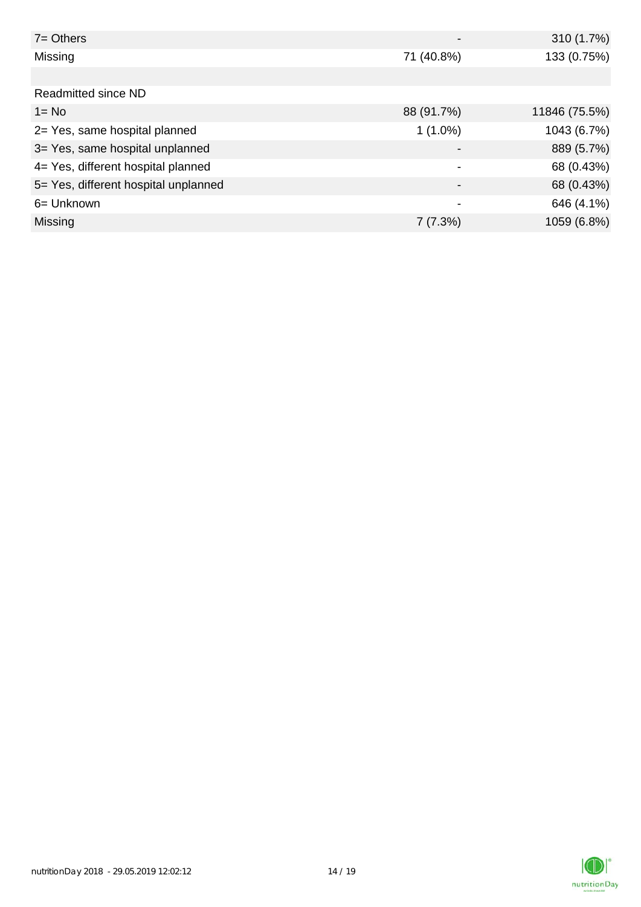| | | |
|---|---|---|
| 7= Others | - | 310 (1.7%) |
| Missing | 71 (40.8%) | 133 (0.75%) |
| | | |
| Readmitted since ND | | |
| 1= No | 88 (91.7%) | 11846 (75.5%) |
| 2= Yes, same hospital planned | 1 (1.0%) | 1043 (6.7%) |
| 3= Yes, same hospital unplanned | - | 889 (5.7%) |
| 4= Yes, different hospital planned | - | 68 (0.43%) |
| 5= Yes, different hospital unplanned | - | 68 (0.43%) |
| 6= Unknown | - | 646 (4.1%) |
| Missing | 7 (7.3%) | 1059 (6.8%) |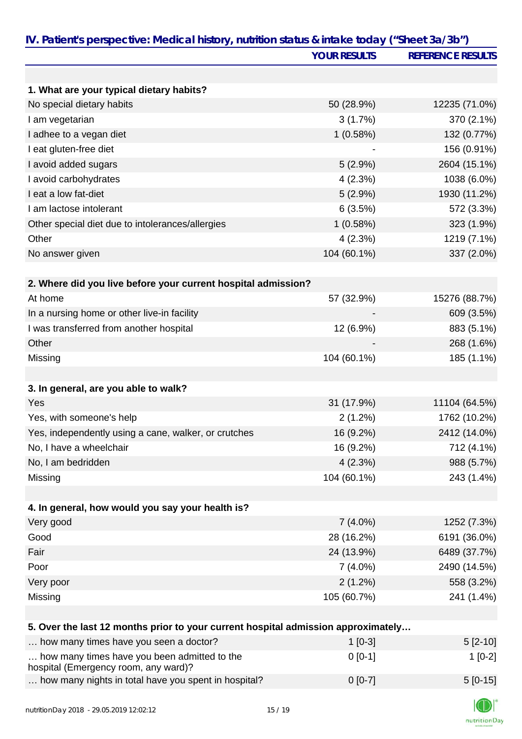## IV. Patient's perspective: Medical history, nutrition status & intake today ("Sheet 3a/3b")

| | YOUR RESULTS | REFERENCE RESULTS |
|---|---|---|
| **1. What are your typical dietary habits?** | | |
| No special dietary habits | 50 (28.9%) | 12235 (71.0%) |
| I am vegetarian | 3 (1.7%) | 370 (2.1%) |
| I adhee to a vegan diet | 1 (0.58%) | 132 (0.77%) |
| I eat gluten-free diet | - | 156 (0.91%) |
| I avoid added sugars | 5 (2.9%) | 2604 (15.1%) |
| I avoid carbohydrates | 4 (2.3%) | 1038 (6.0%) |
| I eat a low fat-diet | 5 (2.9%) | 1930 (11.2%) |
| I am lactose intolerant | 6 (3.5%) | 572 (3.3%) |
| Other special diet due to intolerances/allergies | 1 (0.58%) | 323 (1.9%) |
| Other | 4 (2.3%) | 1219 (7.1%) |
| No answer given | 104 (60.1%) | 337 (2.0%) |
| **2. Where did you live before your current hospital admission?** | | |
| At home | 57 (32.9%) | 15276 (88.7%) |
| In a nursing home or other live-in facility | - | 609 (3.5%) |
| I was transferred from another hospital | 12 (6.9%) | 883 (5.1%) |
| Other | - | 268 (1.6%) |
| Missing | 104 (60.1%) | 185 (1.1%) |
| **3. In general, are you able to walk?** | | |
| Yes | 31 (17.9%) | 11104 (64.5%) |
| Yes, with someone's help | 2 (1.2%) | 1762 (10.2%) |
| Yes, independently using a cane, walker, or crutches | 16 (9.2%) | 2412 (14.0%) |
| No, I have a wheelchair | 16 (9.2%) | 712 (4.1%) |
| No, I am bedridden | 4 (2.3%) | 988 (5.7%) |
| Missing | 104 (60.1%) | 243 (1.4%) |
| **4. In general, how would you say your health is?** | | |
| Very good | 7 (4.0%) | 1252 (7.3%) |
| Good | 28 (16.2%) | 6191 (36.0%) |
| Fair | 24 (13.9%) | 6489 (37.7%) |
| Poor | 7 (4.0%) | 2490 (14.5%) |
| Very poor | 2 (1.2%) | 558 (3.2%) |
| Missing | 105 (60.7%) | 241 (1.4%) |
| **5. Over the last 12 months prior to your current hospital admission approximately…** | | |
| … how many times have you seen a doctor? | 1 [0-3] | 5 [2-10] |
| … how many times have you been admitted to the hospital (Emergency room, any ward)? | 0 [0-1] | 1 [0-2] |
| … how many nights in total have you spent in hospital? | 0 [0-7] | 5 [0-15] |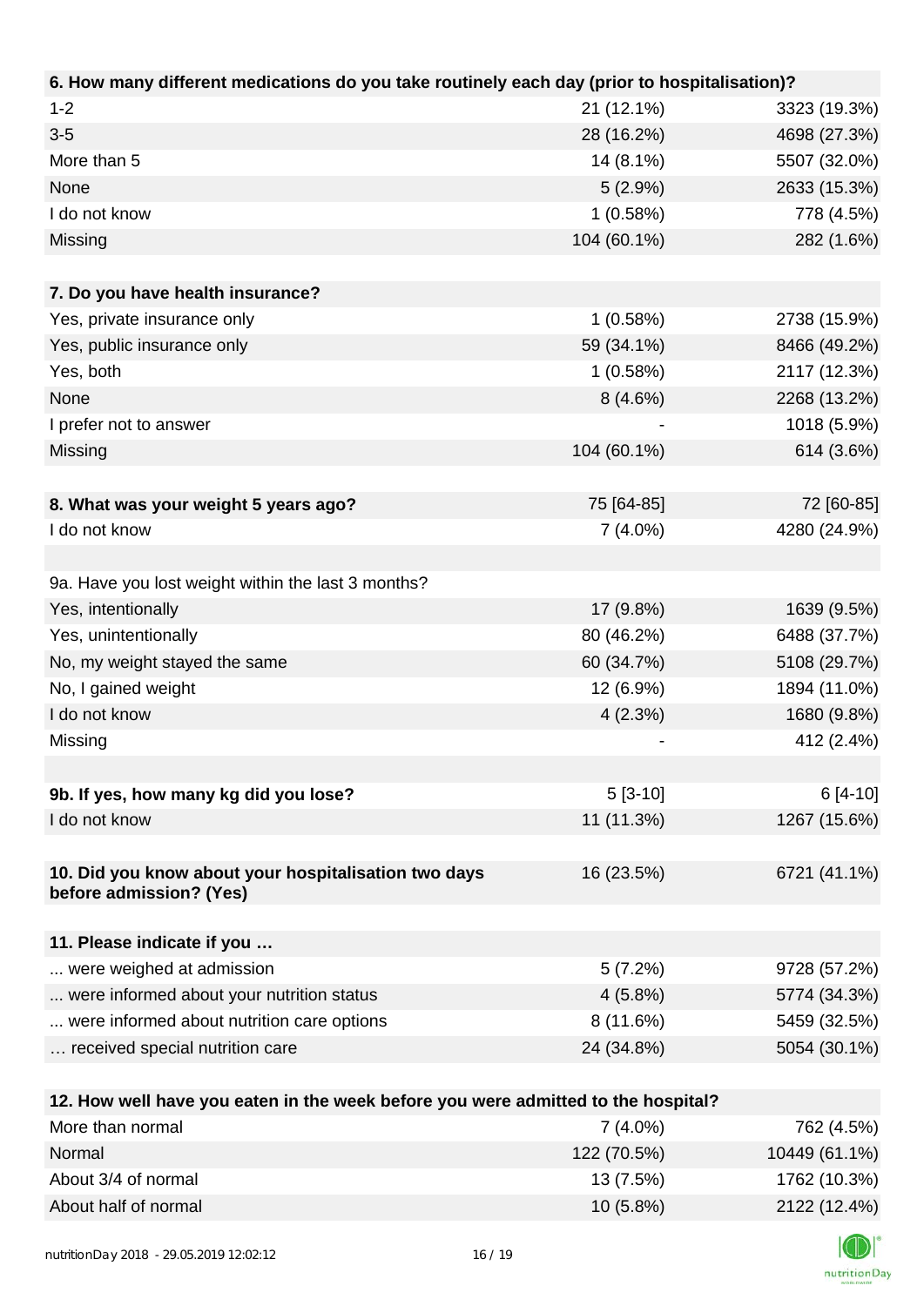| 6. How many different medications do you take routinely each day (prior to hospitalisation)? | | |
|---|---|---|
| 1-2 | 21 (12.1%) | 3323 (19.3%) |
| 3-5 | 28 (16.2%) | 4698 (27.3%) |
| More than 5 | 14 (8.1%) | 5507 (32.0%) |
| None | 5 (2.9%) | 2633 (15.3%) |
| I do not know | 1 (0.58%) | 778 (4.5%) |
| Missing | 104 (60.1%) | 282 (1.6%) |
| | | |
| **7. Do you have health insurance?** | | |
| Yes, private insurance only | 1 (0.58%) | 2738 (15.9%) |
| Yes, public insurance only | 59 (34.1%) | 8466 (49.2%) |
| Yes, both | 1 (0.58%) | 2117 (12.3%) |
| None | 8 (4.6%) | 2268 (13.2%) |
| I prefer not to answer | - | 1018 (5.9%) |
| Missing | 104 (60.1%) | 614 (3.6%) |
| | | |
| **8. What was your weight 5 years ago?** | 75 [64-85] | 72 [60-85] |
| I do not know | 7 (4.0%) | 4280 (24.9%) |
| | | |
| 9a. Have you lost weight within the last 3 months? | | |
| Yes, intentionally | 17 (9.8%) | 1639 (9.5%) |
| Yes, unintentionally | 80 (46.2%) | 6488 (37.7%) |
| No, my weight stayed the same | 60 (34.7%) | 5108 (29.7%) |
| No, I gained weight | 12 (6.9%) | 1894 (11.0%) |
| I do not know | 4 (2.3%) | 1680 (9.8%) |
| Missing | - | 412 (2.4%) |
| | | |
| **9b. If yes, how many kg did you lose?** | 5 [3-10] | 6 [4-10] |
| I do not know | 11 (11.3%) | 1267 (15.6%) |
| | | |
| **10. Did you know about your hospitalisation two days before admission? (Yes)** | 16 (23.5%) | 6721 (41.1%) |
| | | |
| **11. Please indicate if you …** | | |
| ... were weighed at admission | 5 (7.2%) | 9728 (57.2%) |
| ... were informed about your nutrition status | 4 (5.8%) | 5774 (34.3%) |
| ... were informed about nutrition care options | 8 (11.6%) | 5459 (32.5%) |
| … received special nutrition care | 24 (34.8%) | 5054 (30.1%) |
| | | |
| **12. How well have you eaten in the week before you were admitted to the hospital?** | | |
| More than normal | 7 (4.0%) | 762 (4.5%) |
| Normal | 122 (70.5%) | 10449 (61.1%) |
| About 3/4 of normal | 13 (7.5%) | 1762 (10.3%) |
| About half of normal | 10 (5.8%) | 2122 (12.4%) |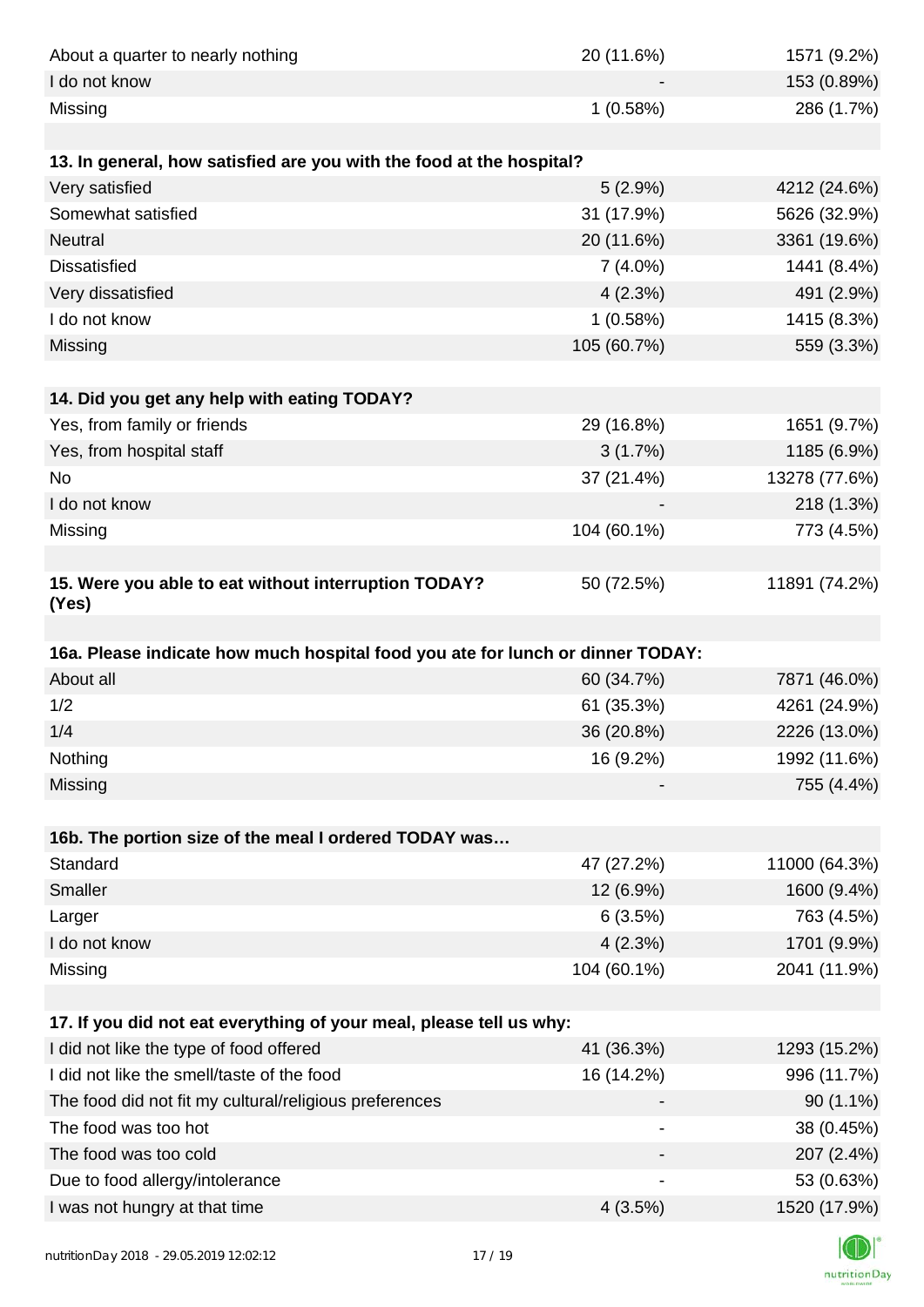| | | |
|---|---|---|
| About a quarter to nearly nothing | 20 (11.6%) | 1571 (9.2%) |
| I do not know | - | 153 (0.89%) |
| Missing | 1 (0.58%) | 286 (1.7%) |
| | | |
| **13. In general, how satisfied are you with the food at the hospital?** | | |
| Very satisfied | 5 (2.9%) | 4212 (24.6%) |
| Somewhat satisfied | 31 (17.9%) | 5626 (32.9%) |
| Neutral | 20 (11.6%) | 3361 (19.6%) |
| Dissatisfied | 7 (4.0%) | 1441 (8.4%) |
| Very dissatisfied | 4 (2.3%) | 491 (2.9%) |
| I do not know | 1 (0.58%) | 1415 (8.3%) |
| Missing | 105 (60.7%) | 559 (3.3%) |
| | | |
| **14. Did you get any help with eating TODAY?** | | |
| Yes, from family or friends | 29 (16.8%) | 1651 (9.7%) |
| Yes, from hospital staff | 3 (1.7%) | 1185 (6.9%) |
| No | 37 (21.4%) | 13278 (77.6%) |
| I do not know | - | 218 (1.3%) |
| Missing | 104 (60.1%) | 773 (4.5%) |
| | | |
| **15. Were you able to eat without interruption TODAY? (Yes)** | 50 (72.5%) | 11891 (74.2%) |
| | | |
| **16a. Please indicate how much hospital food you ate for lunch or dinner TODAY:** | | |
| About all | 60 (34.7%) | 7871 (46.0%) |
| 1/2 | 61 (35.3%) | 4261 (24.9%) |
| 1/4 | 36 (20.8%) | 2226 (13.0%) |
| Nothing | 16 (9.2%) | 1992 (11.6%) |
| Missing | - | 755 (4.4%) |
| | | |
| **16b. The portion size of the meal I ordered TODAY was…** | | |
| Standard | 47 (27.2%) | 11000 (64.3%) |
| Smaller | 12 (6.9%) | 1600 (9.4%) |
| Larger | 6 (3.5%) | 763 (4.5%) |
| I do not know | 4 (2.3%) | 1701 (9.9%) |
| Missing | 104 (60.1%) | 2041 (11.9%) |
| | | |
| **17. If you did not eat everything of your meal, please tell us why:** | | |
| I did not like the type of food offered | 41 (36.3%) | 1293 (15.2%) |
| I did not like the smell/taste of the food | 16 (14.2%) | 996 (11.7%) |
| The food did not fit my cultural/religious preferences | - | 90 (1.1%) |
| The food was too hot | - | 38 (0.45%) |
| The food was too cold | - | 207 (2.4%) |
| Due to food allergy/intolerance | - | 53 (0.63%) |
| I was not hungry at that time | 4 (3.5%) | 1520 (17.9%) |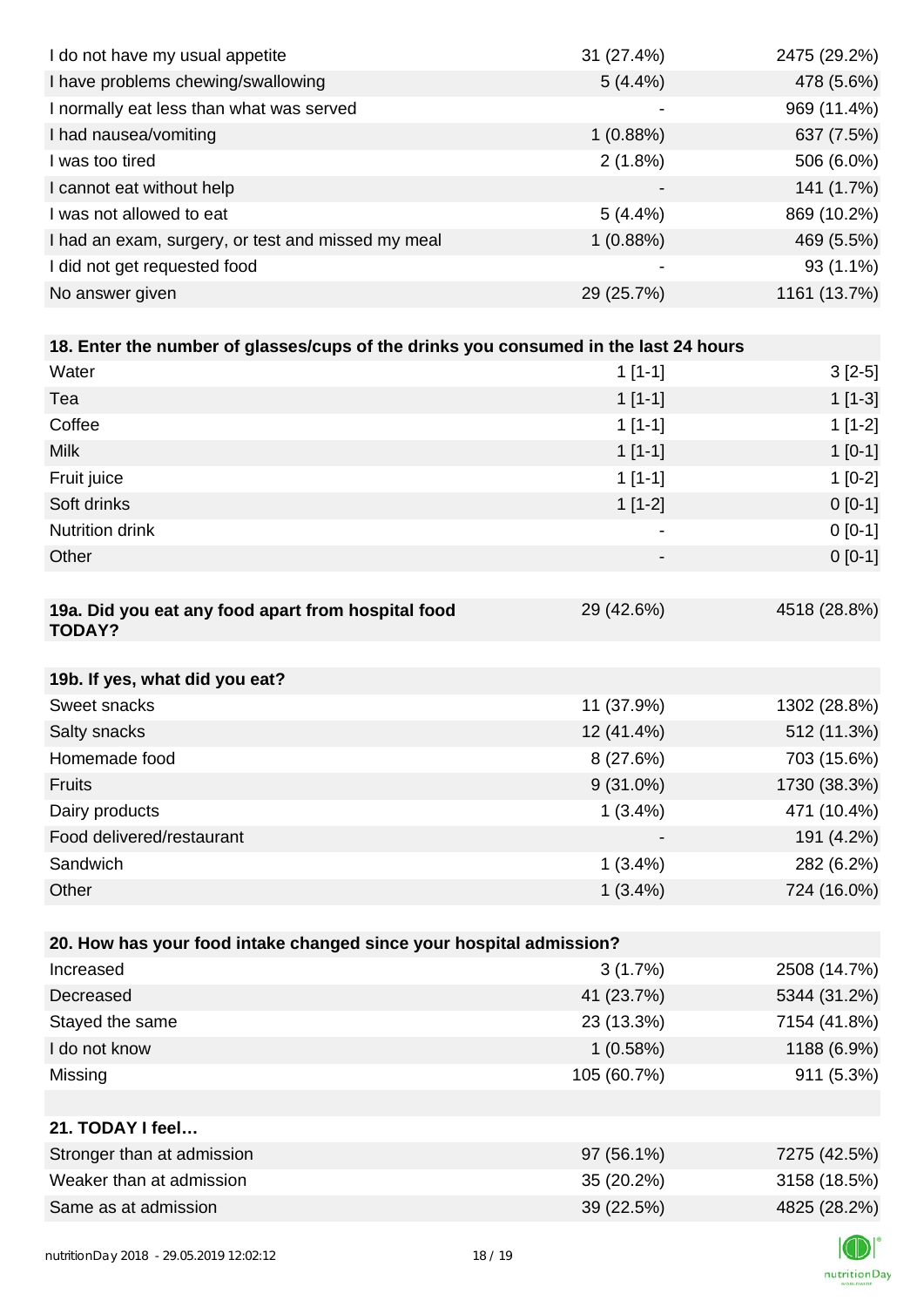| | | |
|---|---|---|
| I do not have my usual appetite | 31 (27.4%) | 2475 (29.2%) |
| I have problems chewing/swallowing | 5 (4.4%) | 478 (5.6%) |
| I normally eat less than what was served | - | 969 (11.4%) |
| I had nausea/vomiting | 1 (0.88%) | 637 (7.5%) |
| I was too tired | 2 (1.8%) | 506 (6.0%) |
| I cannot eat without help | - | 141 (1.7%) |
| I was not allowed to eat | 5 (4.4%) | 869 (10.2%) |
| I had an exam, surgery, or test and missed my meal | 1 (0.88%) | 469 (5.5%) |
| I did not get requested food | - | 93 (1.1%) |
| No answer given | 29 (25.7%) | 1161 (13.7%) |

| **18. Enter the number of glasses/cups of the drinks you consumed in the last 24 hours** | | |
|---|---|---|
| Water | 1 [1-1] | 3 [2-5] |
| Tea | 1 [1-1] | 1 [1-3] |
| Coffee | 1 [1-1] | 1 [1-2] |
| Milk | 1 [1-1] | 1 [0-1] |
| Fruit juice | 1 [1-1] | 1 [0-2] |
| Soft drinks | 1 [1-2] | 0 [0-1] |
| Nutrition drink | - | 0 [0-1] |
| Other | - | 0 [0-1] |

| **19a. Did you eat any food apart from hospital food TODAY?** | 29 (42.6%) | 4518 (28.8%) |
|---|---|---|

| **19b. If yes, what did you eat?** | | |
|---|---|---|
| Sweet snacks | 11 (37.9%) | 1302 (28.8%) |
| Salty snacks | 12 (41.4%) | 512 (11.3%) |
| Homemade food | 8 (27.6%) | 703 (15.6%) |
| Fruits | 9 (31.0%) | 1730 (38.3%) |
| Dairy products | 1 (3.4%) | 471 (10.4%) |
| Food delivered/restaurant | - | 191 (4.2%) |
| Sandwich | 1 (3.4%) | 282 (6.2%) |
| Other | 1 (3.4%) | 724 (16.0%) |

| **20. How has your food intake changed since your hospital admission?** | | |
|---|---|---|
| Increased | 3 (1.7%) | 2508 (14.7%) |
| Decreased | 41 (23.7%) | 5344 (31.2%) |
| Stayed the same | 23 (13.3%) | 7154 (41.8%) |
| I do not know | 1 (0.58%) | 1188 (6.9%) |
| Missing | 105 (60.7%) | 911 (5.3%) |

| **21. TODAY I feel…** | | |
|---|---|---|
| Stronger than at admission | 97 (56.1%) | 7275 (42.5%) |
| Weaker than at admission | 35 (20.2%) | 3158 (18.5%) |
| Same as at admission | 39 (22.5%) | 4825 (28.2%) |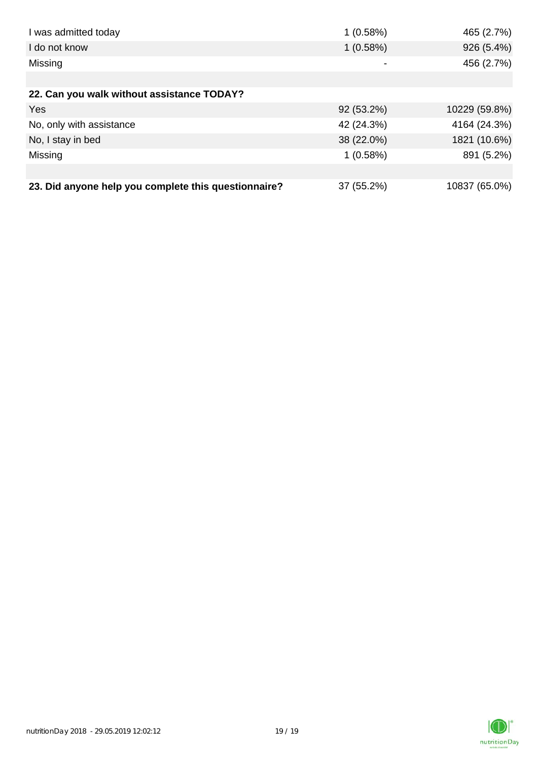| | | |
|---|---|---|
| I was admitted today | 1 (0.58%) | 465 (2.7%) |
| I do not know | 1 (0.58%) | 926 (5.4%) |
| Missing | - | 456 (2.7%) |
| | | |
| **22. Can you walk without assistance TODAY?** | | |
| Yes | 92 (53.2%) | 10229 (59.8%) |
| No, only with assistance | 42 (24.3%) | 4164 (24.3%) |
| No, I stay in bed | 38 (22.0%) | 1821 (10.6%) |
| Missing | 1 (0.58%) | 891 (5.2%) |
| | | |
| **23. Did anyone help you complete this questionnaire?** | 37 (55.2%) | 10837 (65.0%) |